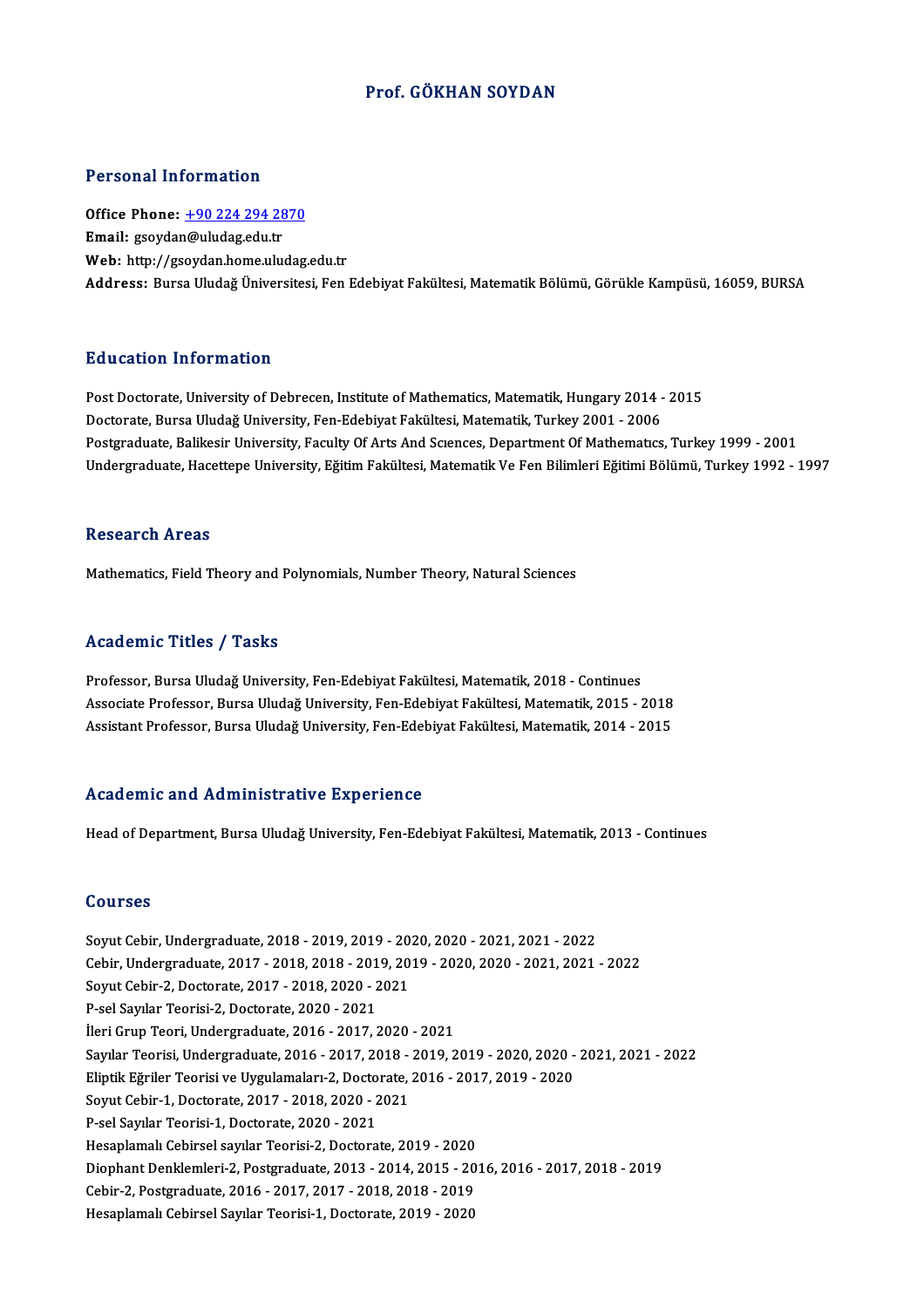# Prof. GÖKHAN SOYDAN

## Personal Information

**Office Phone:** +90 224 294 2870
**Email:** gsoydan@uludag.edu.tr
**Web:** http://gsoydan.home.uludag.edu.tr
**Address:** Bursa Uludağ Üniversitesi, Fen Edebiyat Fakültesi, Matematik Bölümü, Görükle Kampüsü, 16059, BURSA

## Education Information

Post Doctorate, University of Debrecen, Institute of Mathematics, Matematik, Hungary 2014 - 2015
Doctorate, Bursa Uludağ University, Fen-Edebiyat Fakültesi, Matematik, Turkey 2001 - 2006
Postgraduate, Balikesir University, Faculty Of Arts And Scıences, Department Of Mathematıcs, Turkey 1999 - 2001
Undergraduate, Hacettepe University, Eğitim Fakültesi, Matematik Ve Fen Bilimleri Eğitimi Bölümü, Turkey 1992 - 1997

## Research Areas

Mathematics, Field Theory and Polynomials, Number Theory, Natural Sciences

## Academic Titles / Tasks

Professor, Bursa Uludağ University, Fen-Edebiyat Fakültesi, Matematik, 2018 - Continues
Associate Professor, Bursa Uludağ University, Fen-Edebiyat Fakültesi, Matematik, 2015 - 2018
Assistant Professor, Bursa Uludağ University, Fen-Edebiyat Fakültesi, Matematik, 2014 - 2015

## Academic and Administrative Experience

Head of Department, Bursa Uludağ University, Fen-Edebiyat Fakültesi, Matematik, 2013 - Continues

## Courses

Soyut Cebir, Undergraduate, 2018 - 2019, 2019 - 2020, 2020 - 2021, 2021 - 2022
Cebir, Undergraduate, 2017 - 2018, 2018 - 2019, 2019 - 2020, 2020 - 2021, 2021 - 2022
Soyut Cebir-2, Doctorate, 2017 - 2018, 2020 - 2021
P-sel Sayılar Teorisi-2, Doctorate, 2020 - 2021
İleri Grup Teori, Undergraduate, 2016 - 2017, 2020 - 2021
Sayılar Teorisi, Undergraduate, 2016 - 2017, 2018 - 2019, 2019 - 2020, 2020 - 2021, 2021 - 2022
Eliptik Eğriler Teorisi ve Uygulamaları-2, Doctorate, 2016 - 2017, 2019 - 2020
Soyut Cebir-1, Doctorate, 2017 - 2018, 2020 - 2021
P-sel Sayılar Teorisi-1, Doctorate, 2020 - 2021
Hesaplamalı Cebirsel sayılar Teorisi-2, Doctorate, 2019 - 2020
Diophant Denklemleri-2, Postgraduate, 2013 - 2014, 2015 - 2016, 2016 - 2017, 2018 - 2019
Cebir-2, Postgraduate, 2016 - 2017, 2017 - 2018, 2018 - 2019
Hesaplamalı Cebirsel Sayılar Teorisi-1, Doctorate, 2019 - 2020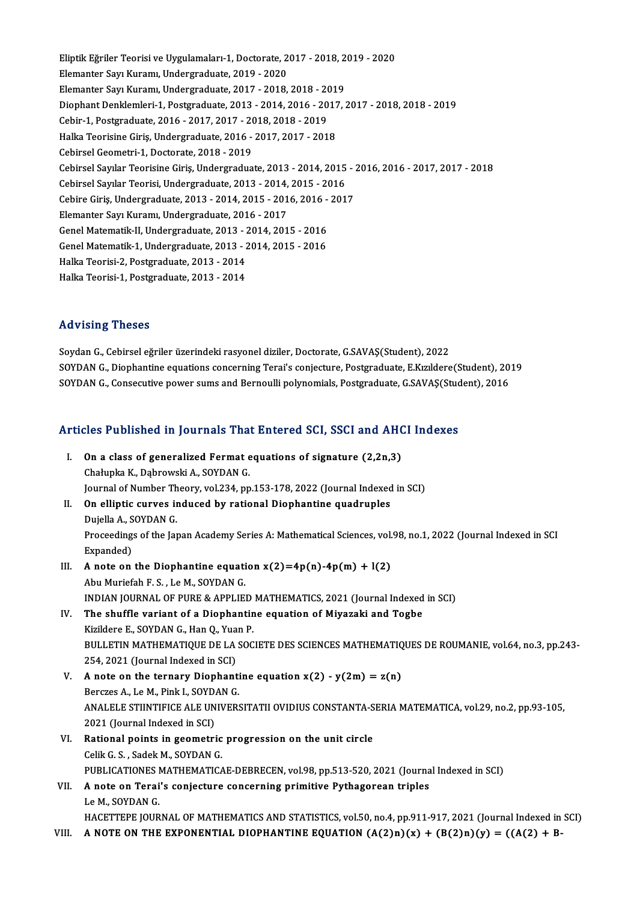Eliptik Eğriler Teorisi ve Uygulamaları-1, Doctorate, 2017 - 2018, 2019 - 2020
Elemanter Sayı Kuramı, Undergraduate, 2019 - 2020
Elemanter Sayı Kuramı, Undergraduate, 2017 - 2018, 2018 - 2019
Diophant Denklemleri-1, Postgraduate, 2013 - 2014, 2016 - 2017, 2017 - 2018, 2018 - 2019
Cebir-1, Postgraduate, 2016 - 2017, 2017 - 2018, 2018 - 2019
Halka Teorisine Giriş, Undergraduate, 2016 - 2017, 2017 - 2018
Cebirsel Geometri-1, Doctorate, 2018 - 2019
Cebirsel Sayılar Teorisine Giriş, Undergraduate, 2013 - 2014, 2015 - 2016, 2016 - 2017, 2017 - 2018
Cebirsel Sayılar Teorisi, Undergraduate, 2013 - 2014, 2015 - 2016
Cebire Giriş, Undergraduate, 2013 - 2014, 2015 - 2016, 2016 - 2017
Elemanter Sayı Kuramı, Undergraduate, 2016 - 2017
Genel Matematik-II, Undergraduate, 2013 - 2014, 2015 - 2016
Genel Matematik-1, Undergraduate, 2013 - 2014, 2015 - 2016
Halka Teorisi-2, Postgraduate, 2013 - 2014
Halka Teorisi-1, Postgraduate, 2013 - 2014

## Advising Theses

Soydan G., Cebirsel eğriler üzerindeki rasyonel diziler, Doctorate, G.SAVAŞ(Student), 2022
SOYDAN G., Diophantine equations concerning Terai's conjecture, Postgraduate, E.Kızıldere(Student), 2019
SOYDAN G., Consecutive power sums and Bernoulli polynomials, Postgraduate, G.SAVAŞ(Student), 2016

## Articles Published in Journals That Entered SCI, SSCI and AHCI Indexes

I. **On a class of generalized Fermat equations of signature (2,2n,3)**
Chałupka K., Dąbrowski A., SOYDAN G.
Journal of Number Theory, vol.234, pp.153-178, 2022 (Journal Indexed in SCI)

II. **On elliptic curves induced by rational Diophantine quadruples**
Dujella A., SOYDAN G.
Proceedings of the Japan Academy Series A: Mathematical Sciences, vol.98, no.1, 2022 (Journal Indexed in SCI Expanded)

III. **A note on the Diophantine equation x(2)=4p(n)-4p(m) + l(2)**
Abu Muriefah F. S. , Le M., SOYDAN G.
INDIAN JOURNAL OF PURE & APPLIED MATHEMATICS, 2021 (Journal Indexed in SCI)

IV. **The shuffle variant of a Diophantine equation of Miyazaki and Togbe**
Kizildere E., SOYDAN G., Han Q., Yuan P.
BULLETIN MATHEMATIQUE DE LA SOCIETE DES SCIENCES MATHEMATIQUES DE ROUMANIE, vol.64, no.3, pp.243-254, 2021 (Journal Indexed in SCI)

V. **A note on the ternary Diophantine equation x(2) - y(2m) = z(n)**
Berczes A., Le M., Pink I., SOYDAN G.
ANALELE STIINTIFICE ALE UNIVERSITATII OVIDIUS CONSTANTA-SERIA MATEMATICA, vol.29, no.2, pp.93-105, 2021 (Journal Indexed in SCI)

VI. **Rational points in geometric progression on the unit circle**
Celik G. S. , Sadek M., SOYDAN G.
PUBLICATIONES MATHEMATICAE-DEBRECEN, vol.98, pp.513-520, 2021 (Journal Indexed in SCI)

VII. **A note on Terai's conjecture concerning primitive Pythagorean triples**
Le M., SOYDAN G.
HACETTEPE JOURNAL OF MATHEMATICS AND STATISTICS, vol.50, no.4, pp.911-917, 2021 (Journal Indexed in SCI)

VIII. **A NOTE ON THE EXPONENTIAL DIOPHANTINE EQUATION (A(2)n)(x) + (B(2)n)(y) = ((A(2) + B-**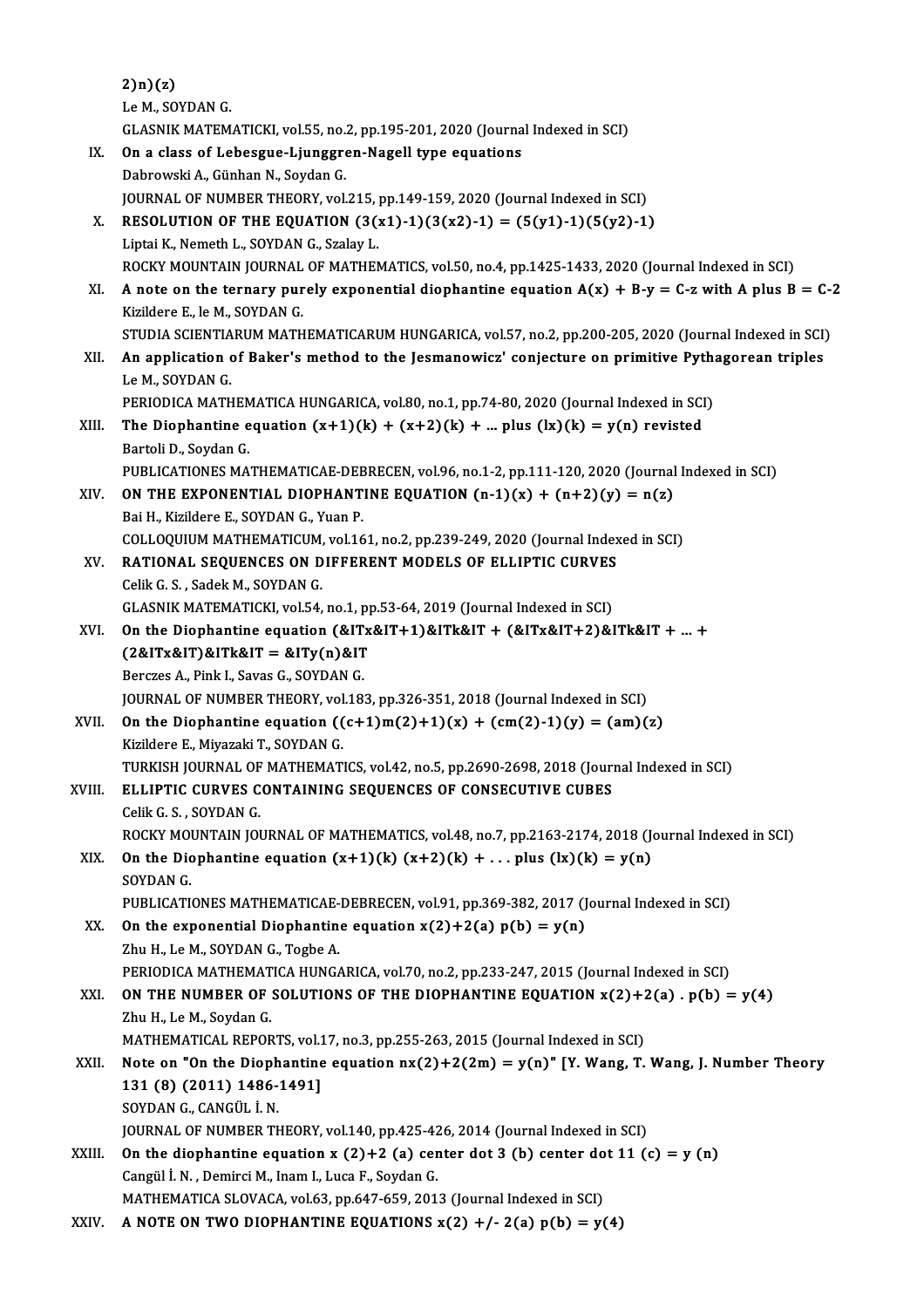2)n)(z)
Le M., SOYDAN G.
GLASNIK MATEMATICKI, vol.55, no.2, pp.195-201, 2020 (Journal Indexed in SCI)

IX. **On a class of Lebesgue-Ljunggren-Nagell type equations**
Dabrowski A., Günhan N., Soydan G.
JOURNAL OF NUMBER THEORY, vol.215, pp.149-159, 2020 (Journal Indexed in SCI)

X. **RESOLUTION OF THE EQUATION (3(x1)-1)(3(x2)-1) = (5(y1)-1)(5(y2)-1)**
Liptai K., Nemeth L., SOYDAN G., Szalay L.
ROCKY MOUNTAIN JOURNAL OF MATHEMATICS, vol.50, no.4, pp.1425-1433, 2020 (Journal Indexed in SCI)

XI. **A note on the ternary purely exponential diophantine equation A(x) + B-y = C-z with A plus B = C-2**
Kizildere E., le M., SOYDAN G.
STUDIA SCIENTIARUM MATHEMATICARUM HUNGARICA, vol.57, no.2, pp.200-205, 2020 (Journal Indexed in SCI)

XII. **An application of Baker's method to the Jesmanowicz' conjecture on primitive Pythagorean triples**
Le M., SOYDAN G.
PERIODICA MATHEMATICA HUNGARICA, vol.80, no.1, pp.74-80, 2020 (Journal Indexed in SCI)

XIII. **The Diophantine equation (x+1)(k) + (x+2)(k) + ... plus (lx)(k) = y(n) revisted**
Bartoli D., Soydan G.
PUBLICATIONES MATHEMATICAE-DEBRECEN, vol.96, no.1-2, pp.111-120, 2020 (Journal Indexed in SCI)

XIV. **ON THE EXPONENTIAL DIOPHANTINE EQUATION (n-1)(x) + (n+2)(y) = n(z)**
Bai H., Kizildere E., SOYDAN G., Yuan P.
COLLOQUIUM MATHEMATICUM, vol.161, no.2, pp.239-249, 2020 (Journal Indexed in SCI)

XV. **RATIONAL SEQUENCES ON DIFFERENT MODELS OF ELLIPTIC CURVES**
Celik G. S. , Sadek M., SOYDAN G.
GLASNIK MATEMATICKI, vol.54, no.1, pp.53-64, 2019 (Journal Indexed in SCI)

XVI. **On the Diophantine equation (&ITx&IT+1)&ITk&IT + (&ITx&IT+2)&ITk&IT + ... + (2&ITx&IT)&ITk&IT = &ITy(n)&IT**
Berczes A., Pink I., Savas G., SOYDAN G.
JOURNAL OF NUMBER THEORY, vol.183, pp.326-351, 2018 (Journal Indexed in SCI)

XVII. **On the Diophantine equation ((c+1)m(2)+1)(x) + (cm(2)-1)(y) = (am)(z)**
Kizildere E., Miyazaki T., SOYDAN G.
TURKISH JOURNAL OF MATHEMATICS, vol.42, no.5, pp.2690-2698, 2018 (Journal Indexed in SCI)

XVIII. **ELLIPTIC CURVES CONTAINING SEQUENCES OF CONSECUTIVE CUBES**
Celik G. S. , SOYDAN G.
ROCKY MOUNTAIN JOURNAL OF MATHEMATICS, vol.48, no.7, pp.2163-2174, 2018 (Journal Indexed in SCI)

XIX. **On the Diophantine equation (x+1)(k) (x+2)(k) + . . . plus (lx)(k) = y(n)**
SOYDAN G.
PUBLICATIONES MATHEMATICAE-DEBRECEN, vol.91, pp.369-382, 2017 (Journal Indexed in SCI)

XX. **On the exponential Diophantine equation x(2)+2(a) p(b) = y(n)**
Zhu H., Le M., SOYDAN G., Togbe A.
PERIODICA MATHEMATICA HUNGARICA, vol.70, no.2, pp.233-247, 2015 (Journal Indexed in SCI)

XXI. **ON THE NUMBER OF SOLUTIONS OF THE DIOPHANTINE EQUATION x(2)+2(a) . p(b) = y(4)**
Zhu H., Le M., Soydan G.
MATHEMATICAL REPORTS, vol.17, no.3, pp.255-263, 2015 (Journal Indexed in SCI)

XXII. **Note on "On the Diophantine equation nx(2)+2(2m) = y(n)" [Y. Wang, T. Wang, J. Number Theory 131 (8) (2011) 1486-1491]**
SOYDAN G., CANGÜL İ. N.
JOURNAL OF NUMBER THEORY, vol.140, pp.425-426, 2014 (Journal Indexed in SCI)

XXIII. **On the diophantine equation x (2)+2 (a) center dot 3 (b) center dot 11 (c) = y (n)**
Cangül İ. N. , Demirci M., Inam I., Luca F., Soydan G.
MATHEMATICA SLOVACA, vol.63, pp.647-659, 2013 (Journal Indexed in SCI)

XXIV. **A NOTE ON TWO DIOPHANTINE EQUATIONS x(2) +/- 2(a) p(b) = y(4)**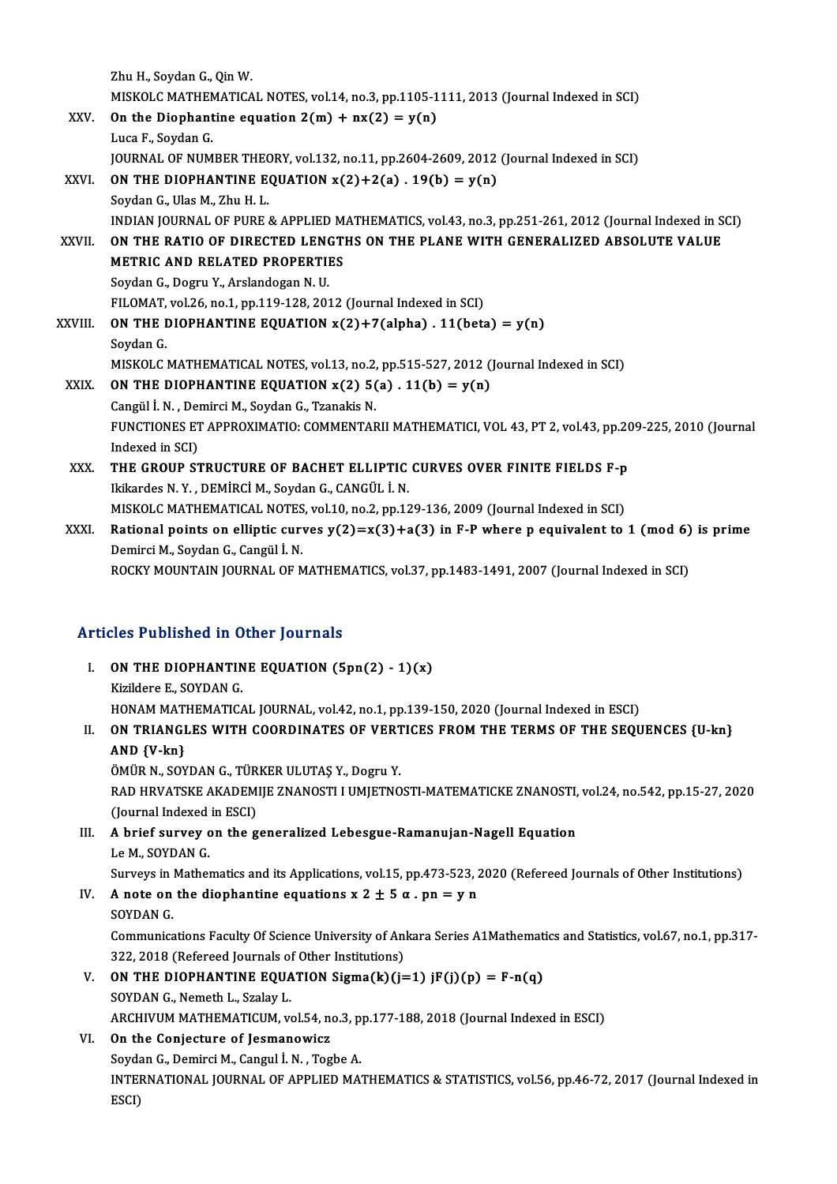Zhu H., Soydan G., Qin W.
MISKOLC MATHEMATICAL NOTES, vol.14, no.3, pp.1105-1111, 2013 (Journal Indexed in SCI)

XXV. **On the Diophantine equation 2(m) + nx(2) = y(n)**
Luca F., Soydan G.
JOURNAL OF NUMBER THEORY, vol.132, no.11, pp.2604-2609, 2012 (Journal Indexed in SCI)

XXVI. **ON THE DIOPHANTINE EQUATION x(2)+2(a) . 19(b) = y(n)**
Soydan G., Ulas M., Zhu H. L.
INDIAN JOURNAL OF PURE & APPLIED MATHEMATICS, vol.43, no.3, pp.251-261, 2012 (Journal Indexed in SCI)

XXVII. **ON THE RATIO OF DIRECTED LENGTHS ON THE PLANE WITH GENERALIZED ABSOLUTE VALUE METRIC AND RELATED PROPERTIES**
Soydan G., Dogru Y., Arslandogan N. U.
FILOMAT, vol.26, no.1, pp.119-128, 2012 (Journal Indexed in SCI)

XXVIII. **ON THE DIOPHANTINE EQUATION x(2)+7(alpha) . 11(beta) = y(n)**
Soydan G.
MISKOLC MATHEMATICAL NOTES, vol.13, no.2, pp.515-527, 2012 (Journal Indexed in SCI)

XXIX. **ON THE DIOPHANTINE EQUATION x(2) 5(a) . 11(b) = y(n)**
Cangül İ. N. , Demirci M., Soydan G., Tzanakis N.
FUNCTIONES ET APPROXIMATIO: COMMENTARII MATHEMATICI, VOL 43, PT 2, vol.43, pp.209-225, 2010 (Journal Indexed in SCI)

XXX. **THE GROUP STRUCTURE OF BACHET ELLIPTIC CURVES OVER FINITE FIELDS F-p**
Ikikardes N. Y. , DEMİRCİ M., Soydan G., CANGÜL İ. N.
MISKOLC MATHEMATICAL NOTES, vol.10, no.2, pp.129-136, 2009 (Journal Indexed in SCI)

XXXI. **Rational points on elliptic curves y(2)=x(3)+a(3) in F-P where p equivalent to 1 (mod 6) is prime**
Demirci M., Soydan G., Cangül İ. N.
ROCKY MOUNTAIN JOURNAL OF MATHEMATICS, vol.37, pp.1483-1491, 2007 (Journal Indexed in SCI)

## Articles Published in Other Journals

I. **ON THE DIOPHANTINE EQUATION (5pn(2) - 1)(x)**
Kizildere E., SOYDAN G.
HONAM MATHEMATICAL JOURNAL, vol.42, no.1, pp.139-150, 2020 (Journal Indexed in ESCI)

II. **ON TRIANGLES WITH COORDINATES OF VERTICES FROM THE TERMS OF THE SEQUENCES {U-kn} AND {V-kn}**
ÖMÜR N., SOYDAN G., TÜRKER ULUTAŞ Y., Dogru Y.
RAD HRVATSKE AKADEMIJE ZNANOSTI I UMJETNOSTI-MATEMATICKE ZNANOSTI, vol.24, no.542, pp.15-27, 2020 (Journal Indexed in ESCI)

III. **A brief survey on the generalized Lebesgue-Ramanujan-Nagell Equation**
Le M., SOYDAN G.
Surveys in Mathematics and its Applications, vol.15, pp.473-523, 2020 (Refereed Journals of Other Institutions)

IV. **A note on the diophantine equations x 2 ± 5 α . pn = y n**
SOYDAN G.
Communications Faculty Of Science University of Ankara Series A1Mathematics and Statistics, vol.67, no.1, pp.317-322, 2018 (Refereed Journals of Other Institutions)

V. **ON THE DIOPHANTINE EQUATION Sigma(k)(j=1) jF(j)(p) = F-n(q)**
SOYDAN G., Nemeth L., Szalay L.
ARCHIVUM MATHEMATICUM, vol.54, no.3, pp.177-188, 2018 (Journal Indexed in ESCI)

VI. **On the Conjecture of Jesmanowicz**
Soydan G., Demirci M., Cangul İ. N. , Togbe A.
INTERNATIONAL JOURNAL OF APPLIED MATHEMATICS & STATISTICS, vol.56, pp.46-72, 2017 (Journal Indexed in ESCI)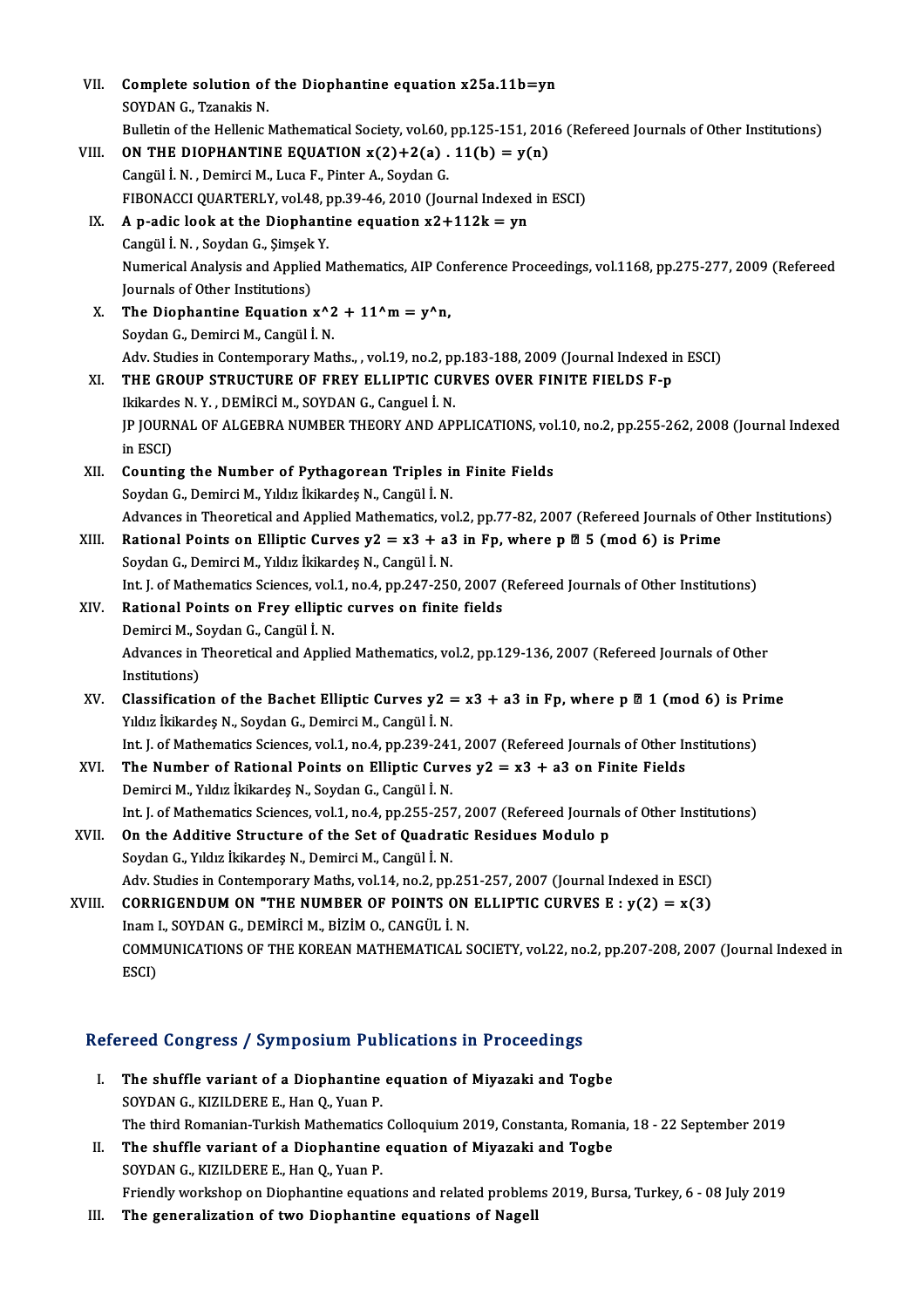VII. **Complete solution of the Diophantine equation x25a.11b=yn**
SOYDAN G., Tzanakis N.
Bulletin of the Hellenic Mathematical Society, vol.60, pp.125-151, 2016 (Refereed Journals of Other Institutions)

VIII. **ON THE DIOPHANTINE EQUATION x(2)+2(a) . 11(b) = y(n)**
Cangül İ. N. , Demirci M., Luca F., Pinter A., Soydan G.
FIBONACCI QUARTERLY, vol.48, pp.39-46, 2010 (Journal Indexed in ESCI)

IX. **A p-adic look at the Diophantine equation x2+112k = yn**
Cangül İ. N. , Soydan G., Şimşek Y.
Numerical Analysis and Applied Mathematics, AIP Conference Proceedings, vol.1168, pp.275-277, 2009 (Refereed Journals of Other Institutions)

X. **The Diophantine Equation x^2 + 11^m = y^n,**
Soydan G., Demirci M., Cangül İ. N.
Adv. Studies in Contemporary Maths., , vol.19, no.2, pp.183-188, 2009 (Journal Indexed in ESCI)

XI. **THE GROUP STRUCTURE OF FREY ELLIPTIC CURVES OVER FINITE FIELDS F-p**
Ikikardes N. Y. , DEMİRCİ M., SOYDAN G., Canguel İ. N.
JP JOURNAL OF ALGEBRA NUMBER THEORY AND APPLICATIONS, vol.10, no.2, pp.255-262, 2008 (Journal Indexed in ESCI)

XII. **Counting the Number of Pythagorean Triples in Finite Fields**
Soydan G., Demirci M., Yıldız İkikardeş N., Cangül İ. N.
Advances in Theoretical and Applied Mathematics, vol.2, pp.77-82, 2007 (Refereed Journals of Other Institutions)

XIII. **Rational Points on Elliptic Curves y2 = x3 + a3 in Fp, where p ≡ 5 (mod 6) is Prime**
Soydan G., Demirci M., Yıldız İkikardeş N., Cangül İ. N.
Int. J. of Mathematics Sciences, vol.1, no.4, pp.247-250, 2007 (Refereed Journals of Other Institutions)

XIV. **Rational Points on Frey elliptic curves on finite fields**
Demirci M., Soydan G., Cangül İ. N.
Advances in Theoretical and Applied Mathematics, vol.2, pp.129-136, 2007 (Refereed Journals of Other Institutions)

XV. **Classification of the Bachet Elliptic Curves y2 = x3 + a3 in Fp, where p ≡ 1 (mod 6) is Prime**
Yıldız İkikardeş N., Soydan G., Demirci M., Cangül İ. N.
Int. J. of Mathematics Sciences, vol.1, no.4, pp.239-241, 2007 (Refereed Journals of Other Institutions)

XVI. **The Number of Rational Points on Elliptic Curves y2 = x3 + a3 on Finite Fields**
Demirci M., Yıldız İkikardeş N., Soydan G., Cangül İ. N.
Int. J. of Mathematics Sciences, vol.1, no.4, pp.255-257, 2007 (Refereed Journals of Other Institutions)

XVII. **On the Additive Structure of the Set of Quadratic Residues Modulo p**
Soydan G., Yıldız İkikardeş N., Demirci M., Cangül İ. N.
Adv. Studies in Contemporary Maths, vol.14, no.2, pp.251-257, 2007 (Journal Indexed in ESCI)

XVIII. **CORRIGENDUM ON "THE NUMBER OF POINTS ON ELLIPTIC CURVES E : y(2) = x(3)**
Inam I., SOYDAN G., DEMİRCİ M., BİZİM O., CANGÜL İ. N.
COMMUNICATIONS OF THE KOREAN MATHEMATICAL SOCIETY, vol.22, no.2, pp.207-208, 2007 (Journal Indexed in ESCI)

## Refereed Congress / Symposium Publications in Proceedings

I. **The shuffle variant of a Diophantine equation of Miyazaki and Togbe**
SOYDAN G., KIZILDERE E., Han Q., Yuan P.
The third Romanian-Turkish Mathematics Colloquium 2019, Constanta, Romania, 18 - 22 September 2019

II. **The shuffle variant of a Diophantine equation of Miyazaki and Togbe**
SOYDAN G., KIZILDERE E., Han Q., Yuan P.
Friendly workshop on Diophantine equations and related problems 2019, Bursa, Turkey, 6 - 08 July 2019

III. **The generalization of two Diophantine equations of Nagell**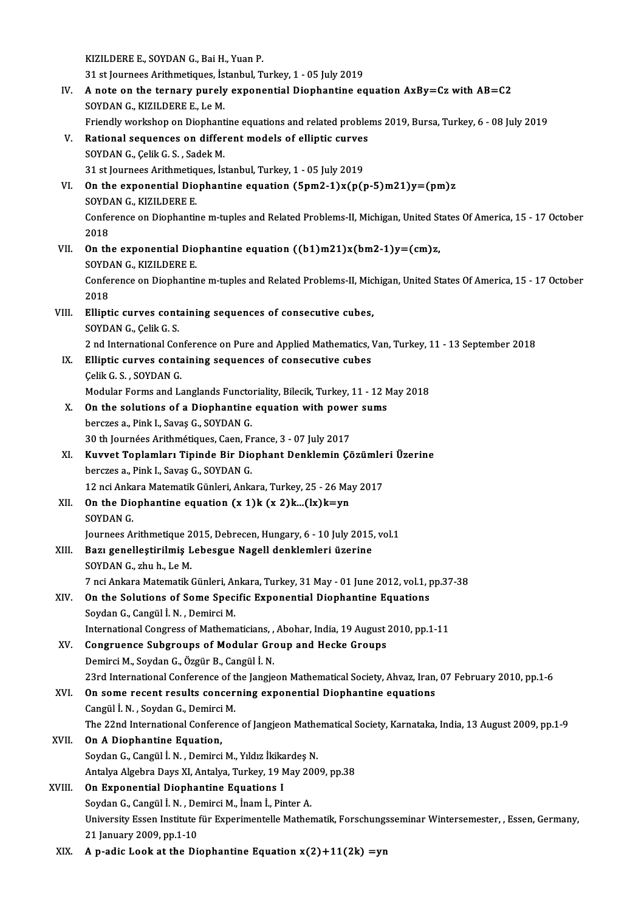KIZILDERE E., SOYDAN G., Bai H., Yuan P.
31 st Journees Arithmetiques, İstanbul, Turkey, 1 - 05 July 2019

IV. **A note on the ternary purely exponential Diophantine equation AxBy=Cz with AB=C2**
SOYDAN G., KIZILDERE E., Le M.
Friendly workshop on Diophantine equations and related problems 2019, Bursa, Turkey, 6 - 08 July 2019

V. **Rational sequences on different models of elliptic curves**
SOYDAN G., Çelik G. S. , Sadek M.
31 st Journees Arithmetiques, İstanbul, Turkey, 1 - 05 July 2019

VI. **On the exponential Diophantine equation (5pm2-1)x(p(p-5)m21)y=(pm)z**
SOYDAN G., KIZILDERE E.
Conference on Diophantine m-tuples and Related Problems-II, Michigan, United States Of America, 15 - 17 October 2018

VII. **On the exponential Diophantine equation ((b1)m21)x(bm2-1)y=(cm)z,**
SOYDAN G., KIZILDERE E.
Conference on Diophantine m-tuples and Related Problems-II, Michigan, United States Of America, 15 - 17 October 2018

VIII. **Elliptic curves containing sequences of consecutive cubes,**
SOYDAN G., Çelik G. S.
2 nd International Conference on Pure and Applied Mathematics, Van, Turkey, 11 - 13 September 2018

IX. **Elliptic curves containing sequences of consecutive cubes**
Çelik G. S. , SOYDAN G.
Modular Forms and Langlands Functoriality, Bilecik, Turkey, 11 - 12 May 2018

X. **On the solutions of a Diophantine equation with power sums**
berczes a., Pink I., Savaş G., SOYDAN G.
30 th Journées Arithmétiques, Caen, France, 3 - 07 July 2017

XI. **Kuvvet Toplamları Tipinde Bir Diophant Denklemin Çözümleri Üzerine**
berczes a., Pink I., Savaş G., SOYDAN G.
12 nci Ankara Matematik Günleri, Ankara, Turkey, 25 - 26 May 2017

XII. **On the Diophantine equation (x 1)k (x 2)k...(lx)k=yn**
SOYDAN G.
Journees Arithmetique 2015, Debrecen, Hungary, 6 - 10 July 2015, vol.1

XIII. **Bazı genelleştirilmiş Lebesgue Nagell denklemleri üzerine**
SOYDAN G., zhu h., Le M.
7 nci Ankara Matematik Günleri, Ankara, Turkey, 31 May - 01 June 2012, vol.1, pp.37-38

XIV. **On the Solutions of Some Specific Exponential Diophantine Equations**
Soydan G., Cangül İ. N. , Demirci M.
International Congress of Mathematicians, , Abohar, India, 19 August 2010, pp.1-11

XV. **Congruence Subgroups of Modular Group and Hecke Groups**
Demirci M., Soydan G., Özgür B., Cangül İ. N.
23rd International Conference of the Jangjeon Mathematical Society, Ahvaz, Iran, 07 February 2010, pp.1-6

XVI. **On some recent results concerning exponential Diophantine equations**
Cangül İ. N. , Soydan G., Demirci M.
The 22nd International Conference of Jangjeon Mathematical Society, Karnataka, India, 13 August 2009, pp.1-9

XVII. **On A Diophantine Equation,**
Soydan G., Cangül İ. N. , Demirci M., Yıldız İkikardeş N.
Antalya Algebra Days XI, Antalya, Turkey, 19 May 2009, pp.38

XVIII. **On Exponential Diophantine Equations I**
Soydan G., Cangül İ. N. , Demirci M., İnam İ., Pinter A.
University Essen Institute für Experimentelle Mathematik, Forschungsseminar Wintersemester, , Essen, Germany, 21 January 2009, pp.1-10

XIX. **A p-adic Look at the Diophantine Equation x(2)+11(2k) =yn**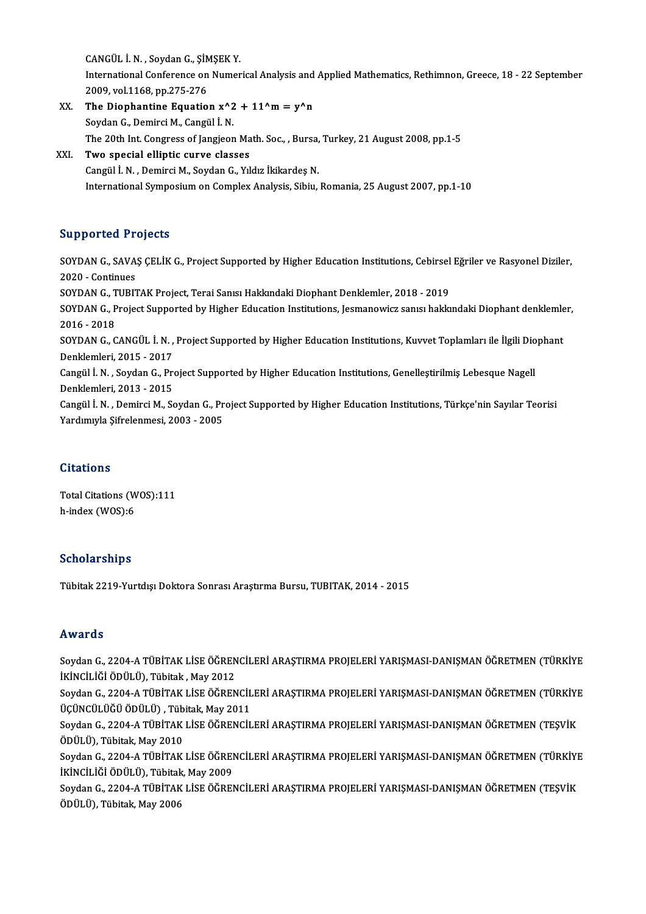CANGÜL İ. N. , Soydan G., ŞİMŞEK Y.
International Conference on Numerical Analysis and Applied Mathematics, Rethimnon, Greece, 18 - 22 September 2009, vol.1168, pp.275-276

XX. **The Diophantine Equation $x^2 + 11^m = y^n$**
Soydan G., Demirci M., Cangül İ. N.
The 20th Int. Congress of Jangjeon Math. Soc., , Bursa, Turkey, 21 August 2008, pp.1-5

XXI. **Two special elliptic curve classes**
Cangül İ. N. , Demirci M., Soydan G., Yıldız İkikardeş N.
International Symposium on Complex Analysis, Sibiu, Romania, 25 August 2007, pp.1-10

## Supported Projects

SOYDAN G., SAVAŞ ÇELİK G., Project Supported by Higher Education Institutions, Cebirsel Eğriler ve Rasyonel Diziler, 2020 - Continues

SOYDAN G., TUBITAK Project, Terai Sanısı Hakkındaki Diophant Denklemler, 2018 - 2019

SOYDAN G., Project Supported by Higher Education Institutions, Jesmanowicz sanısı hakkındaki Diophant denklemler, 2016 - 2018

SOYDAN G., CANGÜL İ. N. , Project Supported by Higher Education Institutions, Kuvvet Toplamları ile İlgili Diophant Denklemleri, 2015 - 2017

Cangül İ. N. , Soydan G., Project Supported by Higher Education Institutions, Genelleştirilmiş Lebesque Nagell Denklemleri, 2013 - 2015

Cangül İ. N. , Demirci M., Soydan G., Project Supported by Higher Education Institutions, Türkçe'nin Sayılar Teorisi Yardımıyla Şifrelenmesi, 2003 - 2005

## Citations

Total Citations (WOS):111
h-index (WOS):6

## Scholarships

Tübitak 2219-Yurtdışı Doktora Sonrası Araştırma Bursu, TUBITAK, 2014 - 2015

## Awards

Soydan G., 2204-A TÜBİTAK LİSE ÖĞRENCİLERİ ARAŞTIRMA PROJELERİ YARIŞMASI-DANIŞMAN ÖĞRETMEN (TÜRKİYE İKİNCİLİĞİ ÖDÜLÜ), Tübitak , May 2012

Soydan G., 2204-A TÜBİTAK LİSE ÖĞRENCİLERİ ARAŞTIRMA PROJELERİ YARIŞMASI-DANIŞMAN ÖĞRETMEN (TÜRKİYE ÜÇÜNCÜLÜĞÜ ÖDÜLÜ) , Tübitak, May 2011

Soydan G., 2204-A TÜBİTAK LİSE ÖĞRENCİLERİ ARAŞTIRMA PROJELERİ YARIŞMASI-DANIŞMAN ÖĞRETMEN (TEŞVİK ÖDÜLÜ), Tübitak, May 2010

Soydan G., 2204-A TÜBİTAK LİSE ÖĞRENCİLERİ ARAŞTIRMA PROJELERİ YARIŞMASI-DANIŞMAN ÖĞRETMEN (TÜRKİYE İKİNCİLİĞİ ÖDÜLÜ), Tübitak, May 2009

Soydan G., 2204-A TÜBİTAK LİSE ÖĞRENCİLERİ ARAŞTIRMA PROJELERİ YARIŞMASI-DANIŞMAN ÖĞRETMEN (TEŞVİK ÖDÜLÜ), Tübitak, May 2006